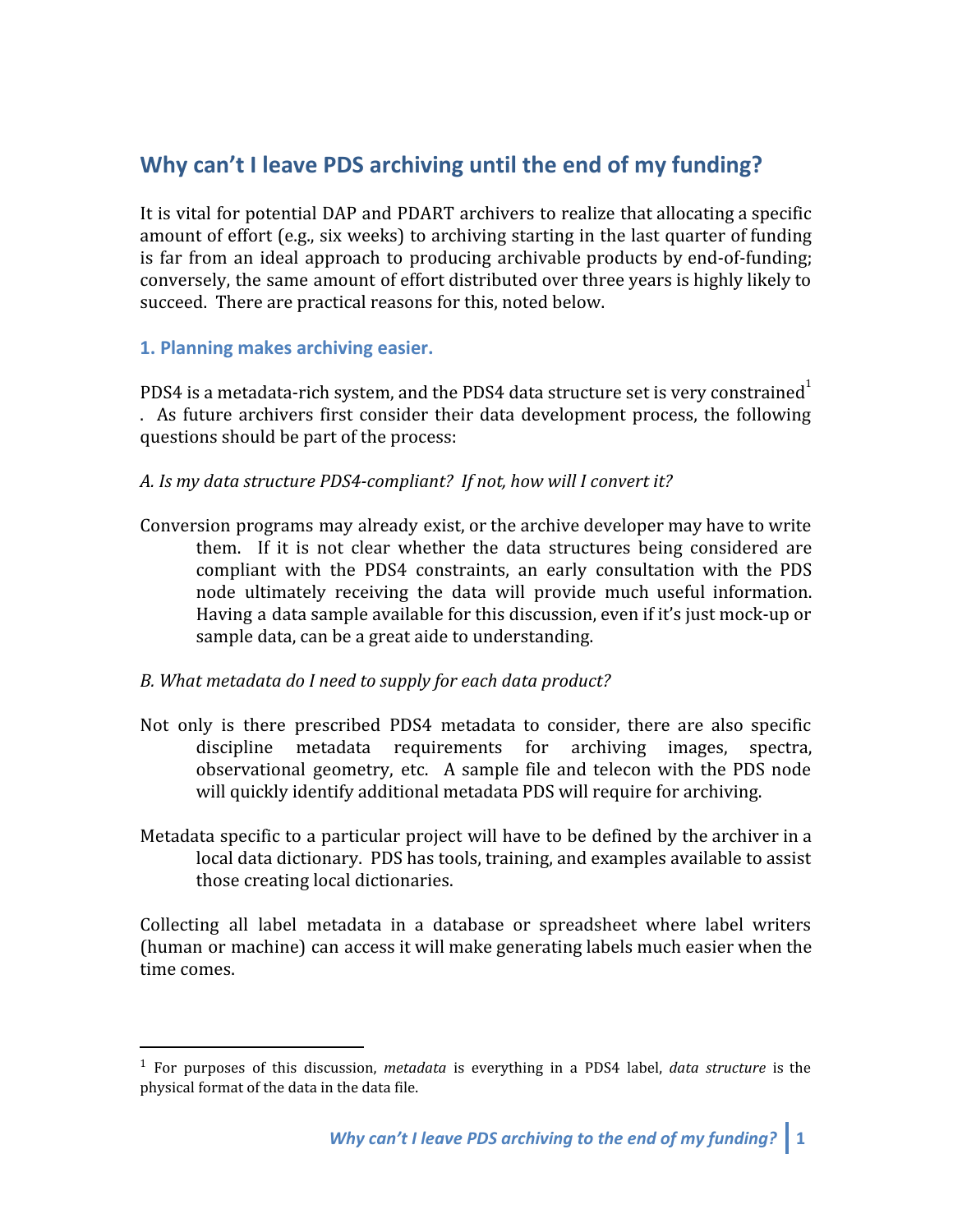# Why can't I leave PDS archiving until the end of my funding?

It is vital for potential DAP and PDART archivers to realize that allocating a specific amount of effort (e.g., six weeks) to archiving starting in the last quarter of funding is far from an ideal approach to producing archivable products by end-of-funding; conversely, the same amount of effort distributed over three years is highly likely to succeed. There are practical reasons for this, noted below.

### 1. Planning makes archiving easier.

PDS4 is a metadata-rich system, and the PDS4 data structure set is very constrained[1]. As future archivers first consider their data development process, the following questions should be part of the process:

*A. Is my data structure PDS4-compliant? If not, how will I convert it?*

Conversion programs may already exist, or the archive developer may have to write them. If it is not clear whether the data structures being considered are compliant with the PDS4 constraints, an early consultation with the PDS node ultimately receiving the data will provide much useful information. Having a data sample available for this discussion, even if it's just mock-up or sample data, can be a great aide to understanding.

*B. What metadata do I need to supply for each data product?*

Not only is there prescribed PDS4 metadata to consider, there are also specific discipline metadata requirements for archiving images, spectra, observational geometry, etc. A sample file and telecon with the PDS node will quickly identify additional metadata PDS will require for archiving.

Metadata specific to a particular project will have to be defined by the archiver in a local data dictionary. PDS has tools, training, and examples available to assist those creating local dictionaries.

Collecting all label metadata in a database or spreadsheet where label writers (human or machine) can access it will make generating labels much easier when the time comes.

---

[1] For purposes of this discussion, *metadata* is everything in a PDS4 label, *data structure* is the physical format of the data in the data file.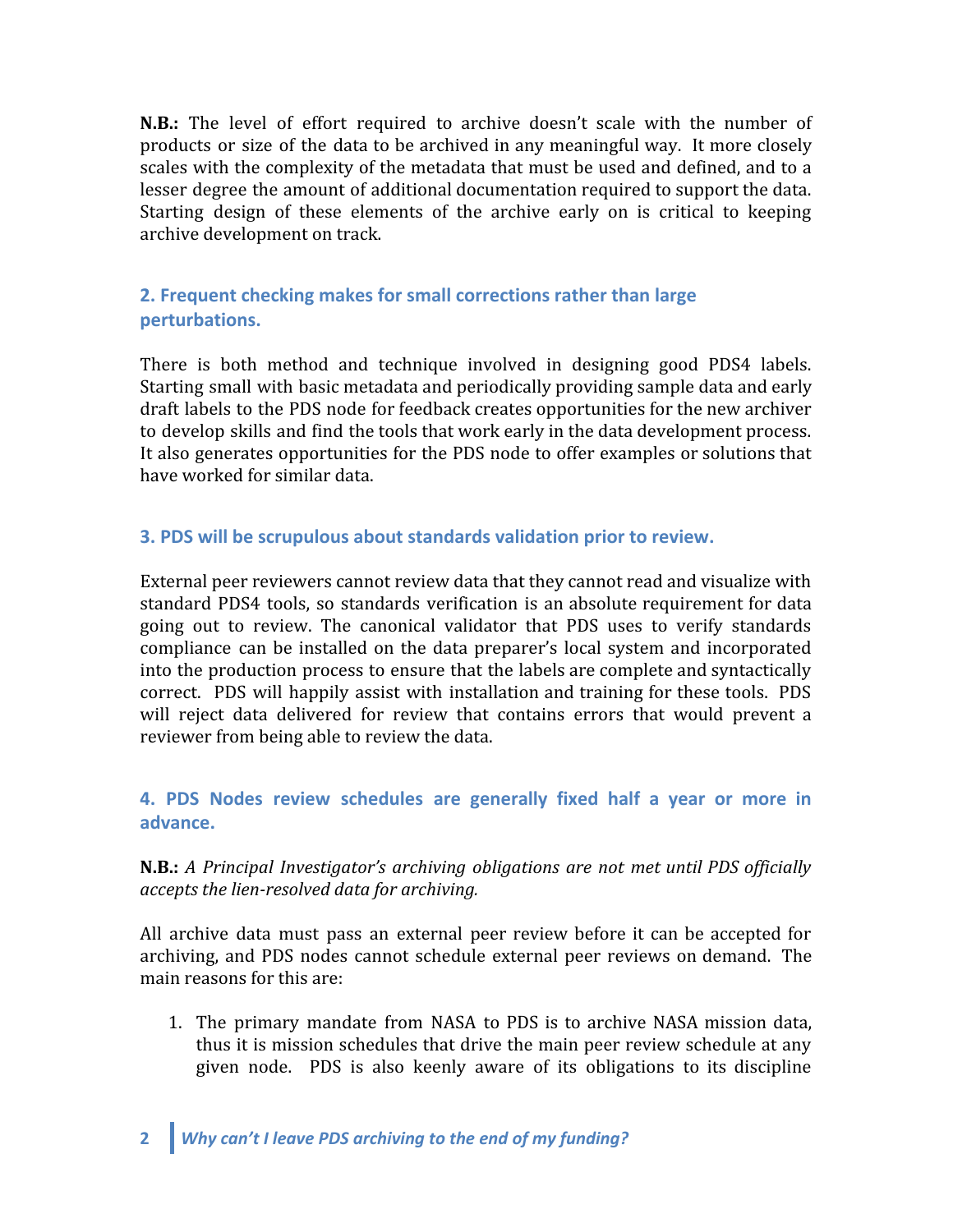**N.B.:** The level of effort required to archive doesn't scale with the number of products or size of the data to be archived in any meaningful way. It more closely scales with the complexity of the metadata that must be used and defined, and to a lesser degree the amount of additional documentation required to support the data. Starting design of these elements of the archive early on is critical to keeping archive development on track.

## 2. Frequent checking makes for small corrections rather than large perturbations.

There is both method and technique involved in designing good PDS4 labels. Starting small with basic metadata and periodically providing sample data and early draft labels to the PDS node for feedback creates opportunities for the new archiver to develop skills and find the tools that work early in the data development process. It also generates opportunities for the PDS node to offer examples or solutions that have worked for similar data.

## 3. PDS will be scrupulous about standards validation prior to review.

External peer reviewers cannot review data that they cannot read and visualize with standard PDS4 tools, so standards verification is an absolute requirement for data going out to review. The canonical validator that PDS uses to verify standards compliance can be installed on the data preparer's local system and incorporated into the production process to ensure that the labels are complete and syntactically correct. PDS will happily assist with installation and training for these tools. PDS will reject data delivered for review that contains errors that would prevent a reviewer from being able to review the data.

## 4. PDS Nodes review schedules are generally fixed half a year or more in advance.

**N.B.:** *A Principal Investigator's archiving obligations are not met until PDS officially accepts the lien-resolved data for archiving.*

All archive data must pass an external peer review before it can be accepted for archiving, and PDS nodes cannot schedule external peer reviews on demand. The main reasons for this are:

1. The primary mandate from NASA to PDS is to archive NASA mission data, thus it is mission schedules that drive the main peer review schedule at any given node. PDS is also keenly aware of its obligations to its discipline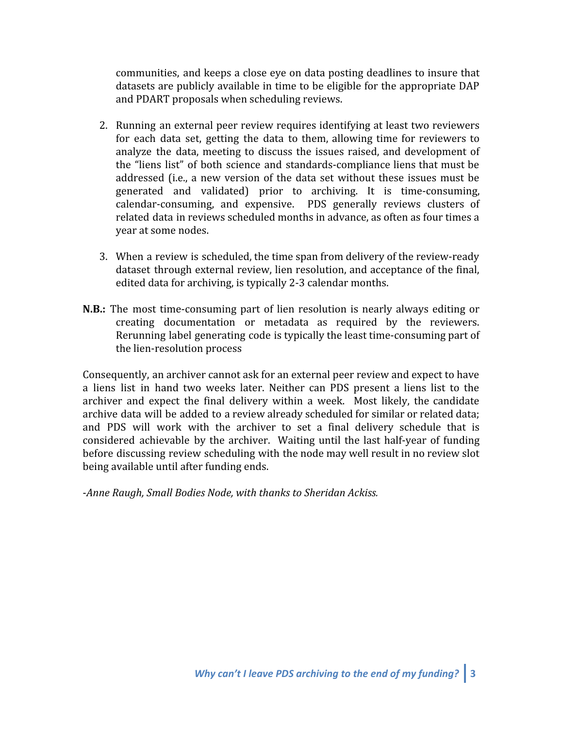communities, and keeps a close eye on data posting deadlines to insure that datasets are publicly available in time to be eligible for the appropriate DAP and PDART proposals when scheduling reviews.

2. Running an external peer review requires identifying at least two reviewers for each data set, getting the data to them, allowing time for reviewers to analyze the data, meeting to discuss the issues raised, and development of the "liens list" of both science and standards-compliance liens that must be addressed (i.e., a new version of the data set without these issues must be generated and validated) prior to archiving. It is time-consuming, calendar-consuming, and expensive. PDS generally reviews clusters of related data in reviews scheduled months in advance, as often as four times a year at some nodes.

3. When a review is scheduled, the time span from delivery of the review-ready dataset through external review, lien resolution, and acceptance of the final, edited data for archiving, is typically 2-3 calendar months.

**N.B.:** The most time-consuming part of lien resolution is nearly always editing or creating documentation or metadata as required by the reviewers. Rerunning label generating code is typically the least time-consuming part of the lien-resolution process

Consequently, an archiver cannot ask for an external peer review and expect to have a liens list in hand two weeks later. Neither can PDS present a liens list to the archiver and expect the final delivery within a week. Most likely, the candidate archive data will be added to a review already scheduled for similar or related data; and PDS will work with the archiver to set a final delivery schedule that is considered achievable by the archiver. Waiting until the last half-year of funding before discussing review scheduling with the node may well result in no review slot being available until after funding ends.

*-Anne Raugh, Small Bodies Node, with thanks to Sheridan Ackiss.*